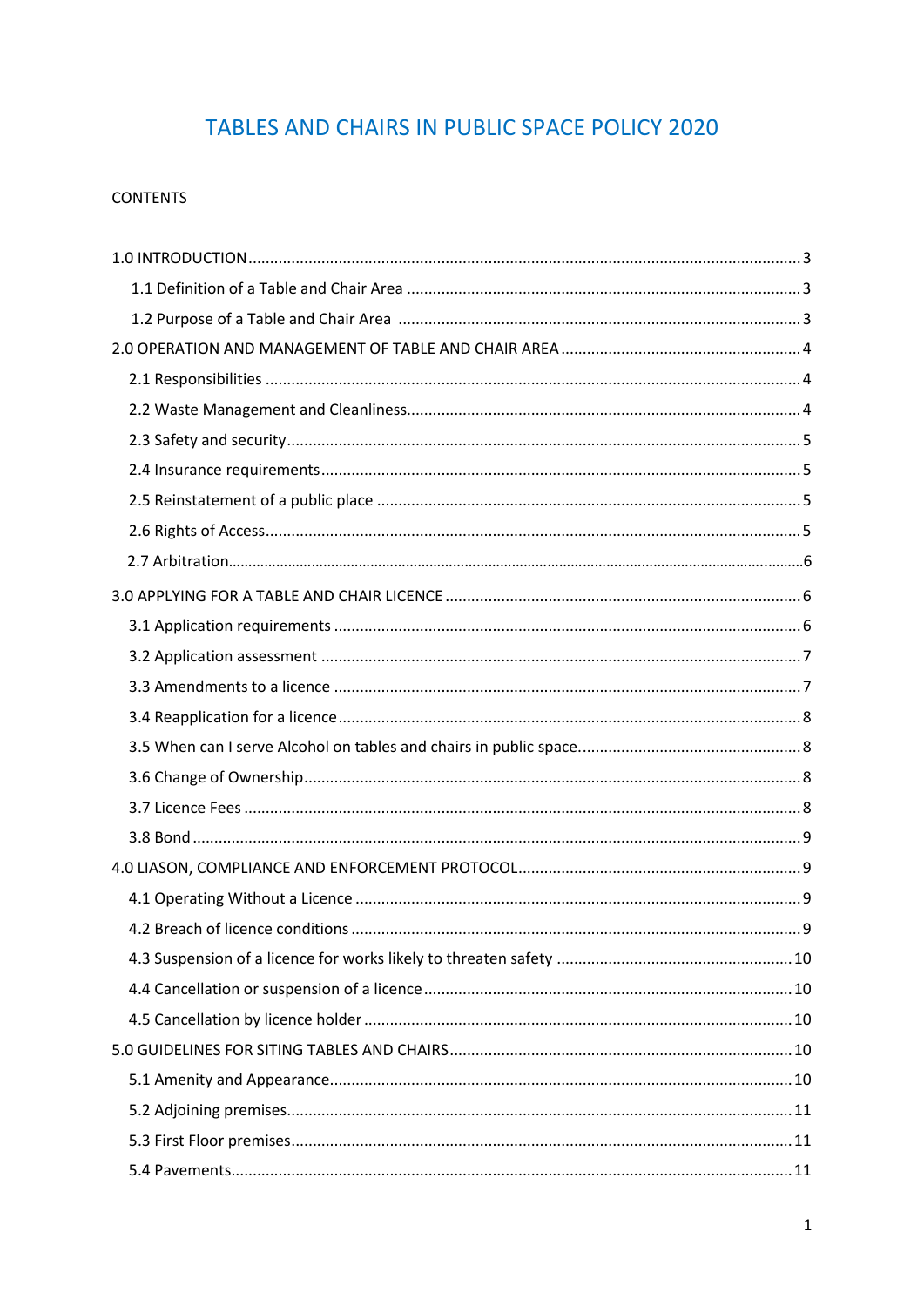# TABLES AND CHAIRS IN PUBLIC SPACE POLICY 2020

CONTENTS

1.0 INTRODUCTION ..... 3

- 1.1 Definition of a Table and Chair Area ..... 3
- 1.2 Purpose of a Table and Chair Area ..... 3

2.0 OPERATION AND MANAGEMENT OF TABLE AND CHAIR AREA ..... 4

- 2.1 Responsibilities ..... 4
- 2.2 Waste Management and Cleanliness ..... 4
- 2.3 Safety and security ..... 5
- 2.4 Insurance requirements ..... 5
- 2.5 Reinstatement of a public place ..... 5
- 2.6 Rights of Access ..... 5
- 2.7 Arbitration ..... 6

3.0 APPLYING FOR A TABLE AND CHAIR LICENCE ..... 6

- 3.1 Application requirements ..... 6
- 3.2 Application assessment ..... 7
- 3.3 Amendments to a licence ..... 7
- 3.4 Reapplication for a licence ..... 8
- 3.5 When can I serve Alcohol on tables and chairs in public space. ..... 8
- 3.6 Change of Ownership ..... 8
- 3.7 Licence Fees ..... 8
- 3.8 Bond ..... 9

4.0 LIASON, COMPLIANCE AND ENFORCEMENT PROTOCOL ..... 9

- 4.1 Operating Without a Licence ..... 9
- 4.2 Breach of licence conditions ..... 9
- 4.3 Suspension of a licence for works likely to threaten safety ..... 10
- 4.4 Cancellation or suspension of a licence ..... 10
- 4.5 Cancellation by licence holder ..... 10

5.0 GUIDELINES FOR SITING TABLES AND CHAIRS ..... 10

- 5.1 Amenity and Appearance ..... 10
- 5.2 Adjoining premises ..... 11
- 5.3 First Floor premises ..... 11
- 5.4 Pavements ..... 11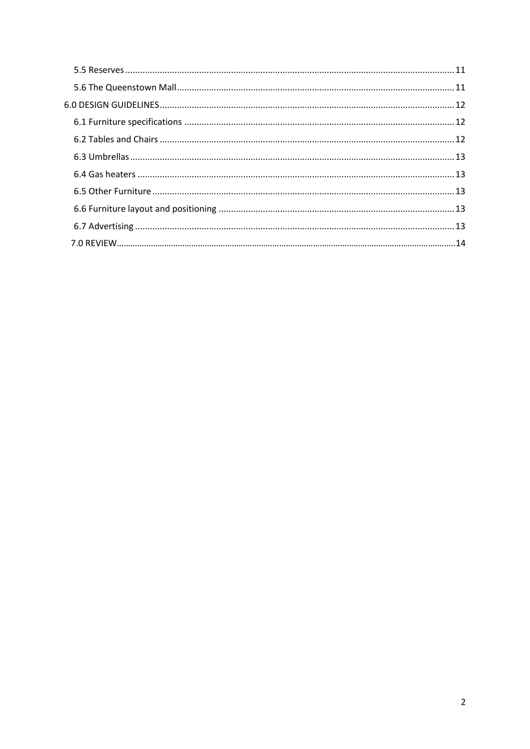5.5 Reserves ........ 11

5.6 The Queenstown Mall ........ 11

6.0 DESIGN GUIDELINES ........ 12

6.1 Furniture specifications ........ 12

6.2 Tables and Chairs ........ 12

6.3 Umbrellas ........ 13

6.4 Gas heaters ........ 13

6.5 Other Furniture ........ 13

6.6 Furniture layout and positioning ........ 13

6.7 Advertising ........ 13

7.0 REVIEW ........ 14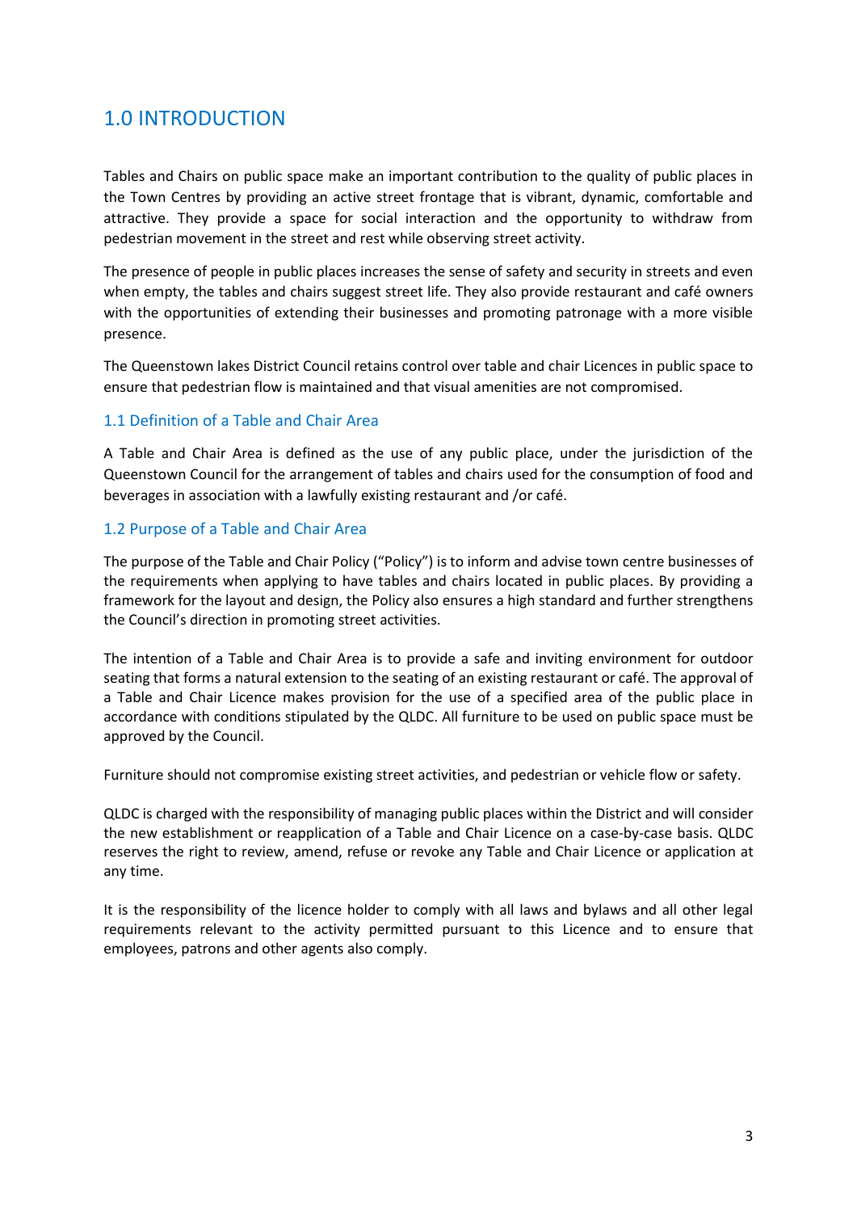# 1.0 INTRODUCTION

Tables and Chairs on public space make an important contribution to the quality of public places in the Town Centres by providing an active street frontage that is vibrant, dynamic, comfortable and attractive. They provide a space for social interaction and the opportunity to withdraw from pedestrian movement in the street and rest while observing street activity.

The presence of people in public places increases the sense of safety and security in streets and even when empty, the tables and chairs suggest street life. They also provide restaurant and café owners with the opportunities of extending their businesses and promoting patronage with a more visible presence.

The Queenstown lakes District Council retains control over table and chair Licences in public space to ensure that pedestrian flow is maintained and that visual amenities are not compromised.

## 1.1 Definition of a Table and Chair Area

A Table and Chair Area is defined as the use of any public place, under the jurisdiction of the Queenstown Council for the arrangement of tables and chairs used for the consumption of food and beverages in association with a lawfully existing restaurant and /or café.

## 1.2 Purpose of a Table and Chair Area

The purpose of the Table and Chair Policy ("Policy") is to inform and advise town centre businesses of the requirements when applying to have tables and chairs located in public places. By providing a framework for the layout and design, the Policy also ensures a high standard and further strengthens the Council's direction in promoting street activities.

The intention of a Table and Chair Area is to provide a safe and inviting environment for outdoor seating that forms a natural extension to the seating of an existing restaurant or café. The approval of a Table and Chair Licence makes provision for the use of a specified area of the public place in accordance with conditions stipulated by the QLDC. All furniture to be used on public space must be approved by the Council.

Furniture should not compromise existing street activities, and pedestrian or vehicle flow or safety.

QLDC is charged with the responsibility of managing public places within the District and will consider the new establishment or reapplication of a Table and Chair Licence on a case-by-case basis. QLDC reserves the right to review, amend, refuse or revoke any Table and Chair Licence or application at any time.

It is the responsibility of the licence holder to comply with all laws and bylaws and all other legal requirements relevant to the activity permitted pursuant to this Licence and to ensure that employees, patrons and other agents also comply.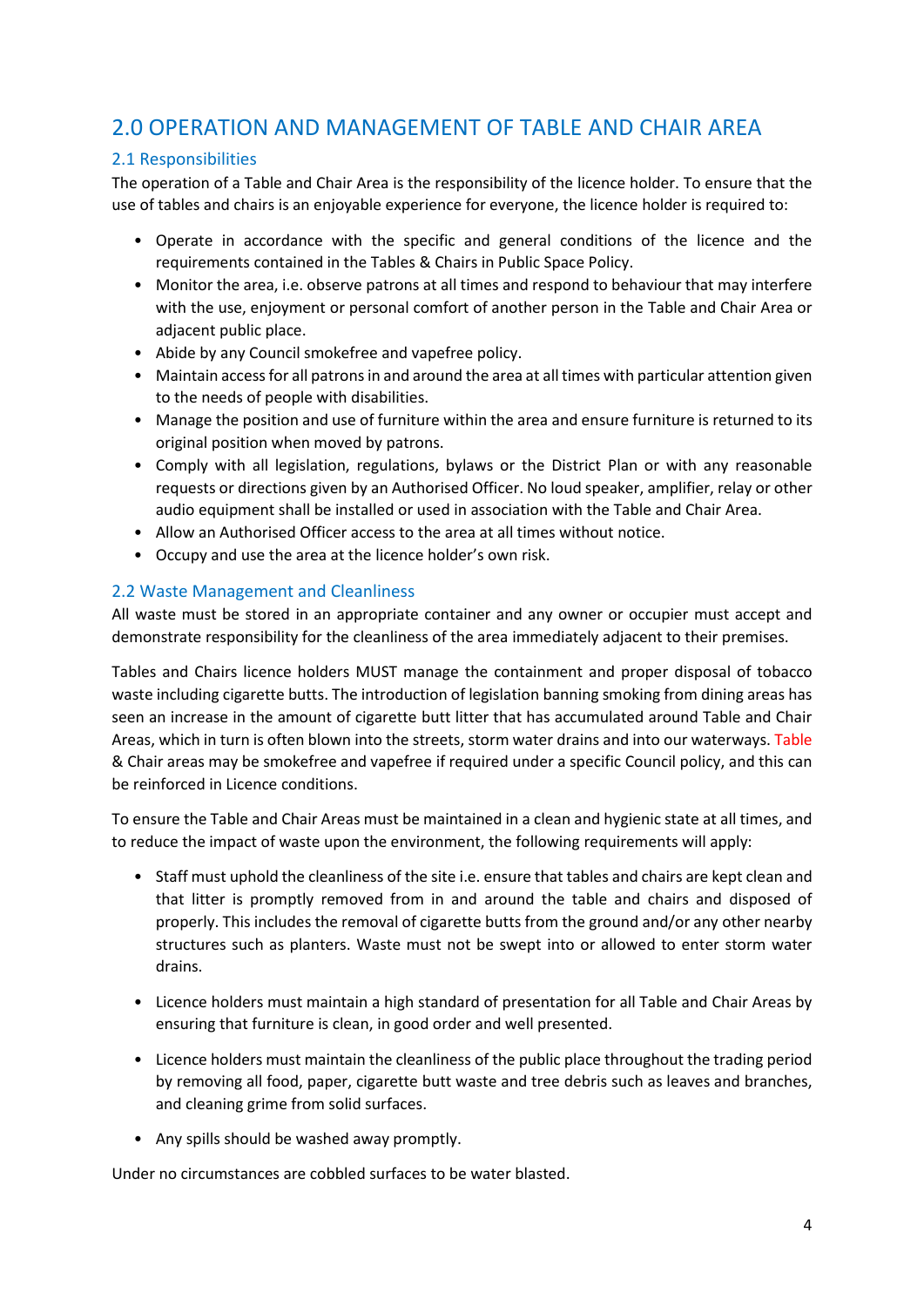## 2.0 OPERATION AND MANAGEMENT OF TABLE AND CHAIR AREA

### 2.1 Responsibilities

The operation of a Table and Chair Area is the responsibility of the licence holder. To ensure that the use of tables and chairs is an enjoyable experience for everyone, the licence holder is required to:

- Operate in accordance with the specific and general conditions of the licence and the requirements contained in the Tables & Chairs in Public Space Policy.
- Monitor the area, i.e. observe patrons at all times and respond to behaviour that may interfere with the use, enjoyment or personal comfort of another person in the Table and Chair Area or adjacent public place.
- Abide by any Council smokefree and vapefree policy.
- Maintain access for all patrons in and around the area at all times with particular attention given to the needs of people with disabilities.
- Manage the position and use of furniture within the area and ensure furniture is returned to its original position when moved by patrons.
- Comply with all legislation, regulations, bylaws or the District Plan or with any reasonable requests or directions given by an Authorised Officer. No loud speaker, amplifier, relay or other audio equipment shall be installed or used in association with the Table and Chair Area.
- Allow an Authorised Officer access to the area at all times without notice.
- Occupy and use the area at the licence holder's own risk.

### 2.2 Waste Management and Cleanliness

All waste must be stored in an appropriate container and any owner or occupier must accept and demonstrate responsibility for the cleanliness of the area immediately adjacent to their premises.

Tables and Chairs licence holders MUST manage the containment and proper disposal of tobacco waste including cigarette butts. The introduction of legislation banning smoking from dining areas has seen an increase in the amount of cigarette butt litter that has accumulated around Table and Chair Areas, which in turn is often blown into the streets, storm water drains and into our waterways. Table & Chair areas may be smokefree and vapefree if required under a specific Council policy, and this can be reinforced in Licence conditions.

To ensure the Table and Chair Areas must be maintained in a clean and hygienic state at all times, and to reduce the impact of waste upon the environment, the following requirements will apply:

- Staff must uphold the cleanliness of the site i.e. ensure that tables and chairs are kept clean and that litter is promptly removed from in and around the table and chairs and disposed of properly. This includes the removal of cigarette butts from the ground and/or any other nearby structures such as planters. Waste must not be swept into or allowed to enter storm water drains.

- Licence holders must maintain a high standard of presentation for all Table and Chair Areas by ensuring that furniture is clean, in good order and well presented.

- Licence holders must maintain the cleanliness of the public place throughout the trading period by removing all food, paper, cigarette butt waste and tree debris such as leaves and branches, and cleaning grime from solid surfaces.

- Any spills should be washed away promptly.

Under no circumstances are cobbled surfaces to be water blasted.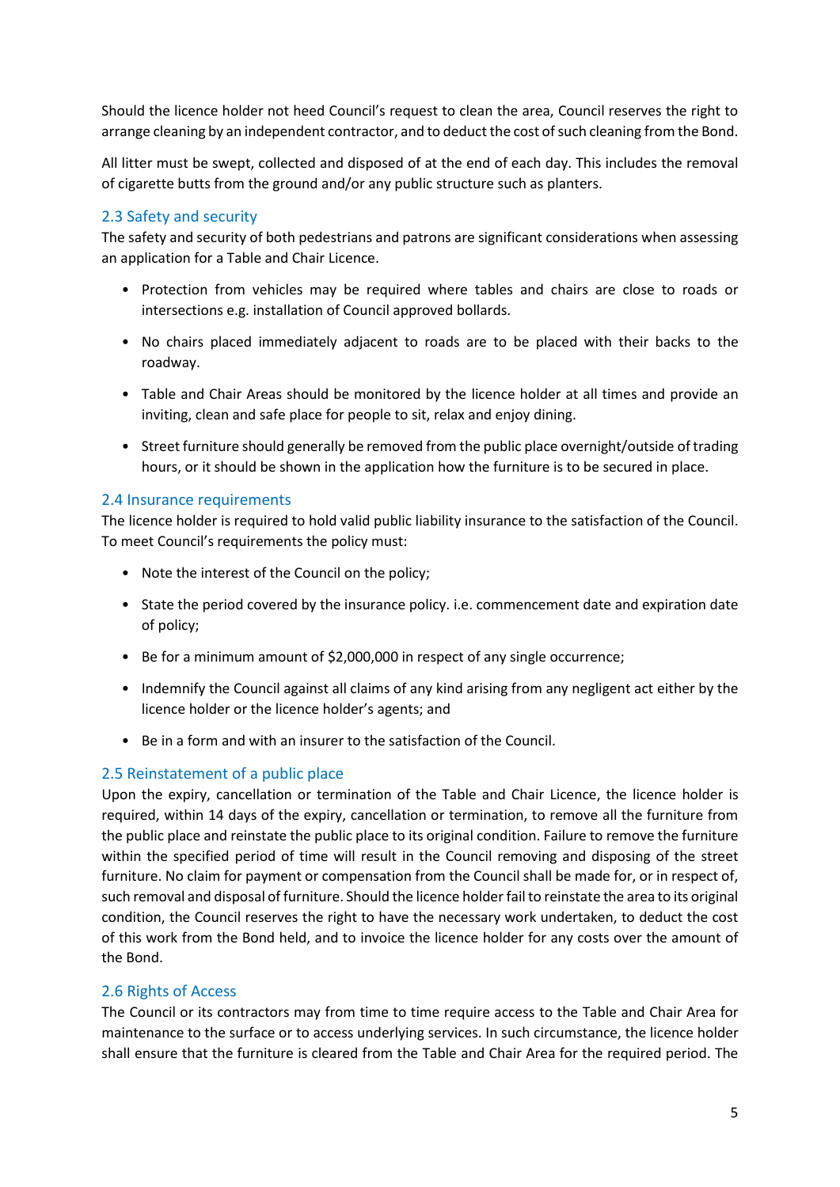Should the licence holder not heed Council's request to clean the area, Council reserves the right to arrange cleaning by an independent contractor, and to deduct the cost of such cleaning from the Bond.

All litter must be swept, collected and disposed of at the end of each day. This includes the removal of cigarette butts from the ground and/or any public structure such as planters.

## 2.3 Safety and security

The safety and security of both pedestrians and patrons are significant considerations when assessing an application for a Table and Chair Licence.

- Protection from vehicles may be required where tables and chairs are close to roads or intersections e.g. installation of Council approved bollards.
- No chairs placed immediately adjacent to roads are to be placed with their backs to the roadway.
- Table and Chair Areas should be monitored by the licence holder at all times and provide an inviting, clean and safe place for people to sit, relax and enjoy dining.
- Street furniture should generally be removed from the public place overnight/outside of trading hours, or it should be shown in the application how the furniture is to be secured in place.

## 2.4 Insurance requirements

The licence holder is required to hold valid public liability insurance to the satisfaction of the Council. To meet Council's requirements the policy must:

- Note the interest of the Council on the policy;
- State the period covered by the insurance policy. i.e. commencement date and expiration date of policy;
- Be for a minimum amount of $2,000,000 in respect of any single occurrence;
- Indemnify the Council against all claims of any kind arising from any negligent act either by the licence holder or the licence holder's agents; and
- Be in a form and with an insurer to the satisfaction of the Council.

## 2.5 Reinstatement of a public place

Upon the expiry, cancellation or termination of the Table and Chair Licence, the licence holder is required, within 14 days of the expiry, cancellation or termination, to remove all the furniture from the public place and reinstate the public place to its original condition. Failure to remove the furniture within the specified period of time will result in the Council removing and disposing of the street furniture. No claim for payment or compensation from the Council shall be made for, or in respect of, such removal and disposal of furniture. Should the licence holder fail to reinstate the area to its original condition, the Council reserves the right to have the necessary work undertaken, to deduct the cost of this work from the Bond held, and to invoice the licence holder for any costs over the amount of the Bond.

## 2.6 Rights of Access

The Council or its contractors may from time to time require access to the Table and Chair Area for maintenance to the surface or to access underlying services. In such circumstance, the licence holder shall ensure that the furniture is cleared from the Table and Chair Area for the required period. The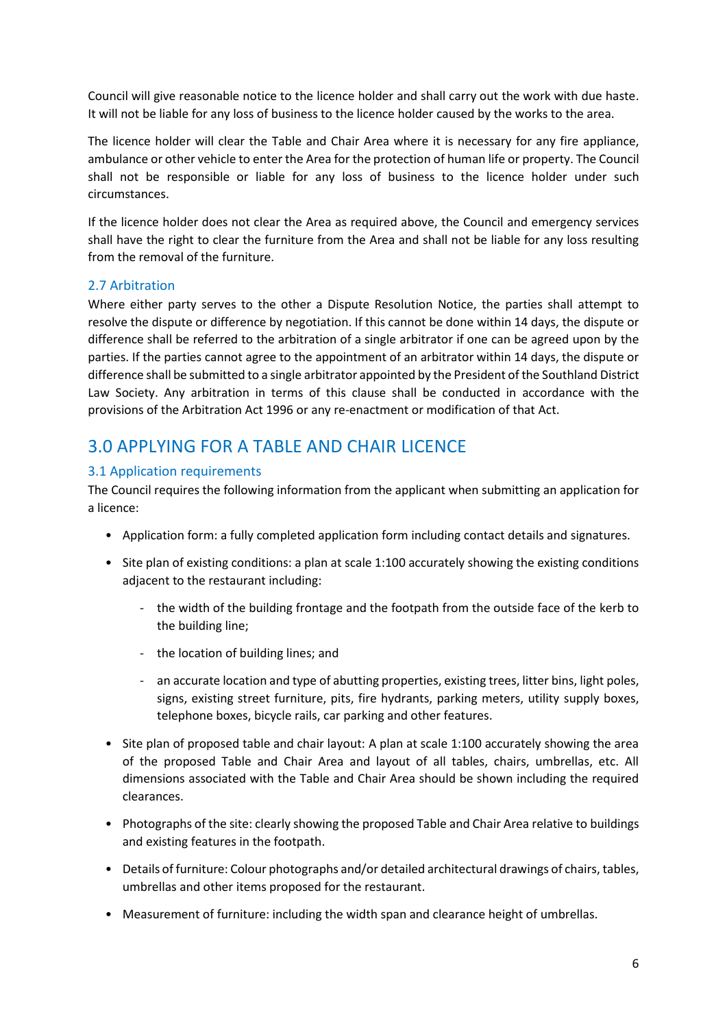Council will give reasonable notice to the licence holder and shall carry out the work with due haste. It will not be liable for any loss of business to the licence holder caused by the works to the area.

The licence holder will clear the Table and Chair Area where it is necessary for any fire appliance, ambulance or other vehicle to enter the Area for the protection of human life or property. The Council shall not be responsible or liable for any loss of business to the licence holder under such circumstances.

If the licence holder does not clear the Area as required above, the Council and emergency services shall have the right to clear the furniture from the Area and shall not be liable for any loss resulting from the removal of the furniture.

### 2.7 Arbitration

Where either party serves to the other a Dispute Resolution Notice, the parties shall attempt to resolve the dispute or difference by negotiation. If this cannot be done within 14 days, the dispute or difference shall be referred to the arbitration of a single arbitrator if one can be agreed upon by the parties. If the parties cannot agree to the appointment of an arbitrator within 14 days, the dispute or difference shall be submitted to a single arbitrator appointed by the President of the Southland District Law Society. Any arbitration in terms of this clause shall be conducted in accordance with the provisions of the Arbitration Act 1996 or any re-enactment or modification of that Act.

## 3.0 APPLYING FOR A TABLE AND CHAIR LICENCE

### 3.1 Application requirements

The Council requires the following information from the applicant when submitting an application for a licence:

- Application form: a fully completed application form including contact details and signatures.
- Site plan of existing conditions: a plan at scale 1:100 accurately showing the existing conditions adjacent to the restaurant including:
  - the width of the building frontage and the footpath from the outside face of the kerb to the building line;
  - the location of building lines; and
  - an accurate location and type of abutting properties, existing trees, litter bins, light poles, signs, existing street furniture, pits, fire hydrants, parking meters, utility supply boxes, telephone boxes, bicycle rails, car parking and other features.
- Site plan of proposed table and chair layout: A plan at scale 1:100 accurately showing the area of the proposed Table and Chair Area and layout of all tables, chairs, umbrellas, etc. All dimensions associated with the Table and Chair Area should be shown including the required clearances.
- Photographs of the site: clearly showing the proposed Table and Chair Area relative to buildings and existing features in the footpath.
- Details of furniture: Colour photographs and/or detailed architectural drawings of chairs, tables, umbrellas and other items proposed for the restaurant.
- Measurement of furniture: including the width span and clearance height of umbrellas.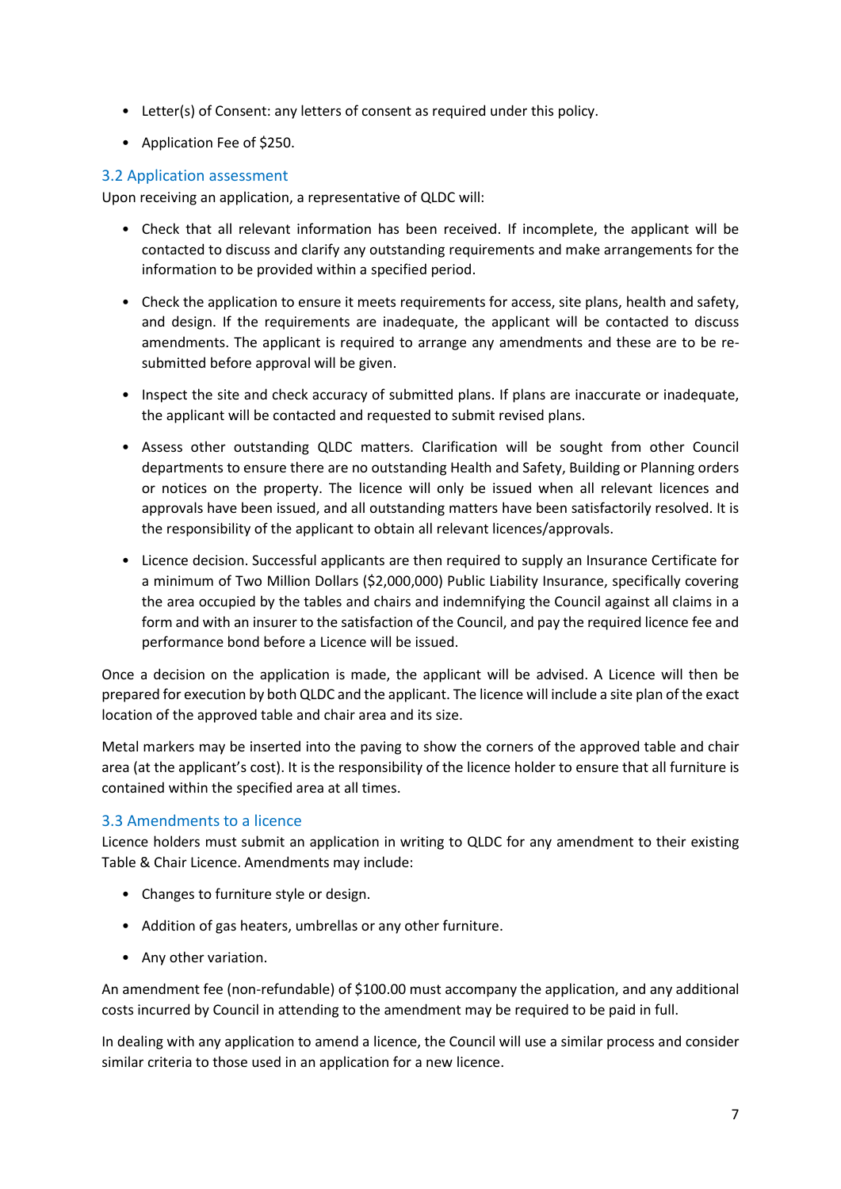- Letter(s) of Consent: any letters of consent as required under this policy.
- Application Fee of $250.

### 3.2 Application assessment

Upon receiving an application, a representative of QLDC will:

- Check that all relevant information has been received. If incomplete, the applicant will be contacted to discuss and clarify any outstanding requirements and make arrangements for the information to be provided within a specified period.
- Check the application to ensure it meets requirements for access, site plans, health and safety, and design. If the requirements are inadequate, the applicant will be contacted to discuss amendments. The applicant is required to arrange any amendments and these are to be re-submitted before approval will be given.
- Inspect the site and check accuracy of submitted plans. If plans are inaccurate or inadequate, the applicant will be contacted and requested to submit revised plans.
- Assess other outstanding QLDC matters. Clarification will be sought from other Council departments to ensure there are no outstanding Health and Safety, Building or Planning orders or notices on the property. The licence will only be issued when all relevant licences and approvals have been issued, and all outstanding matters have been satisfactorily resolved. It is the responsibility of the applicant to obtain all relevant licences/approvals.
- Licence decision. Successful applicants are then required to supply an Insurance Certificate for a minimum of Two Million Dollars ($2,000,000) Public Liability Insurance, specifically covering the area occupied by the tables and chairs and indemnifying the Council against all claims in a form and with an insurer to the satisfaction of the Council, and pay the required licence fee and performance bond before a Licence will be issued.

Once a decision on the application is made, the applicant will be advised. A Licence will then be prepared for execution by both QLDC and the applicant. The licence will include a site plan of the exact location of the approved table and chair area and its size.

Metal markers may be inserted into the paving to show the corners of the approved table and chair area (at the applicant's cost). It is the responsibility of the licence holder to ensure that all furniture is contained within the specified area at all times.

### 3.3 Amendments to a licence

Licence holders must submit an application in writing to QLDC for any amendment to their existing Table & Chair Licence. Amendments may include:

- Changes to furniture style or design.
- Addition of gas heaters, umbrellas or any other furniture.
- Any other variation.

An amendment fee (non-refundable) of $100.00 must accompany the application, and any additional costs incurred by Council in attending to the amendment may be required to be paid in full.

In dealing with any application to amend a licence, the Council will use a similar process and consider similar criteria to those used in an application for a new licence.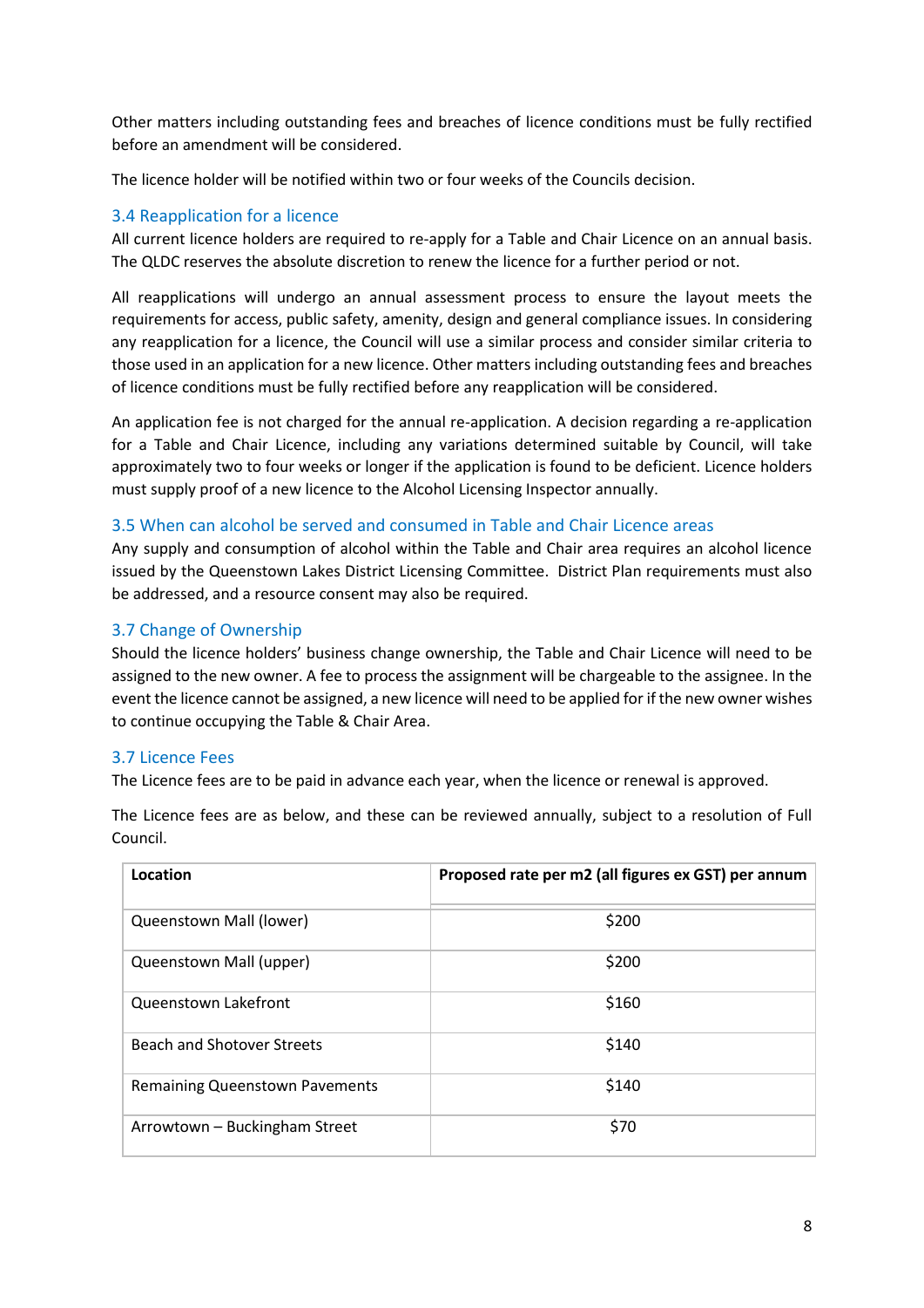Other matters including outstanding fees and breaches of licence conditions must be fully rectified before an amendment will be considered.

The licence holder will be notified within two or four weeks of the Councils decision.

### 3.4 Reapplication for a licence

All current licence holders are required to re-apply for a Table and Chair Licence on an annual basis. The QLDC reserves the absolute discretion to renew the licence for a further period or not.

All reapplications will undergo an annual assessment process to ensure the layout meets the requirements for access, public safety, amenity, design and general compliance issues. In considering any reapplication for a licence, the Council will use a similar process and consider similar criteria to those used in an application for a new licence. Other matters including outstanding fees and breaches of licence conditions must be fully rectified before any reapplication will be considered.

An application fee is not charged for the annual re-application. A decision regarding a re-application for a Table and Chair Licence, including any variations determined suitable by Council, will take approximately two to four weeks or longer if the application is found to be deficient. Licence holders must supply proof of a new licence to the Alcohol Licensing Inspector annually.

### 3.5 When can alcohol be served and consumed in Table and Chair Licence areas

Any supply and consumption of alcohol within the Table and Chair area requires an alcohol licence issued by the Queenstown Lakes District Licensing Committee. District Plan requirements must also be addressed, and a resource consent may also be required.

### 3.7 Change of Ownership

Should the licence holders' business change ownership, the Table and Chair Licence will need to be assigned to the new owner. A fee to process the assignment will be chargeable to the assignee. In the event the licence cannot be assigned, a new licence will need to be applied for if the new owner wishes to continue occupying the Table & Chair Area.

### 3.7 Licence Fees

The Licence fees are to be paid in advance each year, when the licence or renewal is approved.

The Licence fees are as below, and these can be reviewed annually, subject to a resolution of Full Council.

| **Location** | **Proposed rate per m2 (all figures ex GST) per annum** |
|---|---|
| Queenstown Mall (lower) | $200 |
| Queenstown Mall (upper) | $200 |
| Queenstown Lakefront | $160 |
| Beach and Shotover Streets | $140 |
| Remaining Queenstown Pavements | $140 |
| Arrowtown – Buckingham Street | $70 |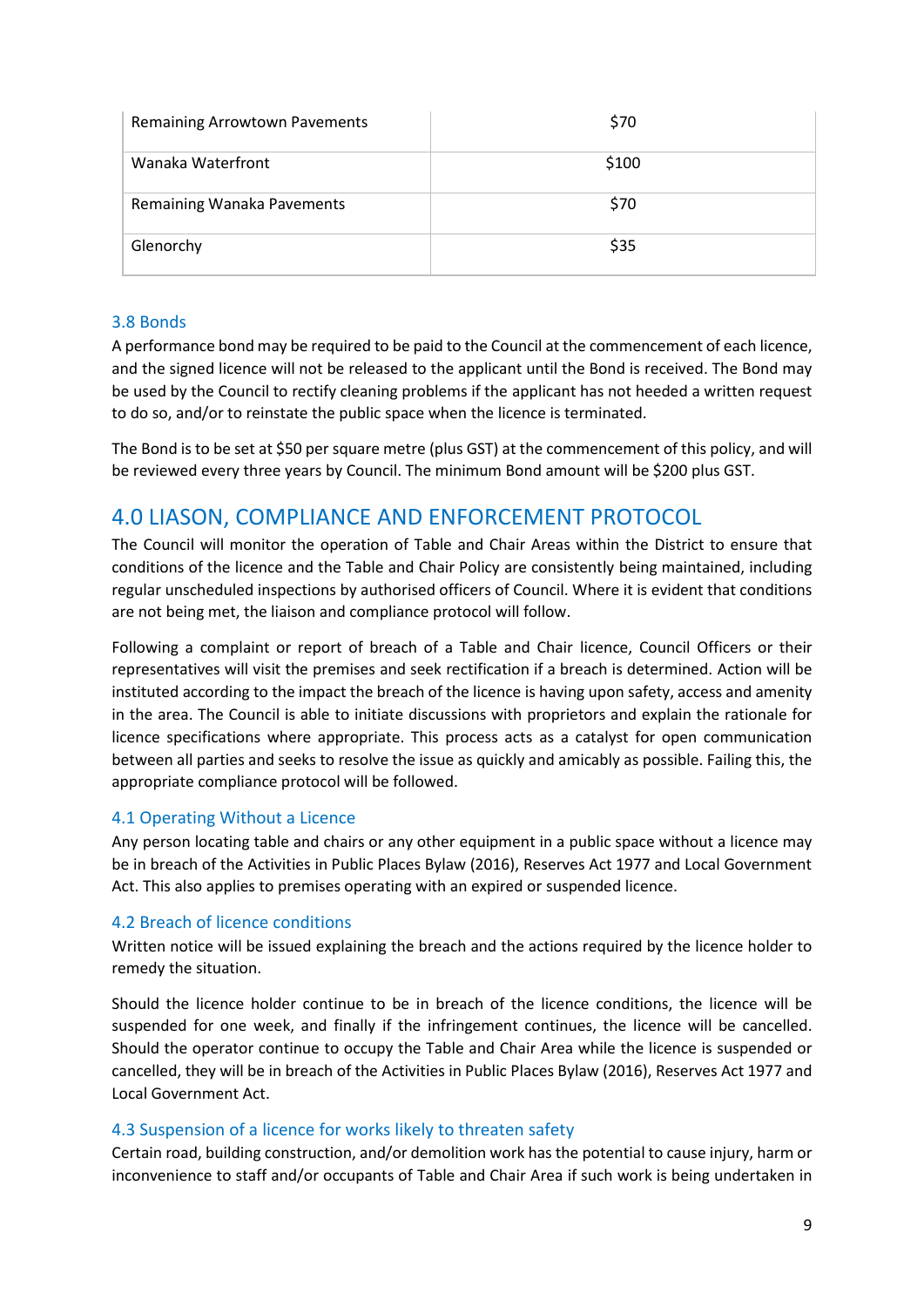| Remaining Arrowtown Pavements | $70 |
|---|---|
| Wanaka Waterfront | $100 |
| Remaining Wanaka Pavements | $70 |
| Glenorchy | $35 |

### 3.8 Bonds

A performance bond may be required to be paid to the Council at the commencement of each licence, and the signed licence will not be released to the applicant until the Bond is received. The Bond may be used by the Council to rectify cleaning problems if the applicant has not heeded a written request to do so, and/or to reinstate the public space when the licence is terminated.

The Bond is to be set at $50 per square metre (plus GST) at the commencement of this policy, and will be reviewed every three years by Council. The minimum Bond amount will be $200 plus GST.

## 4.0 LIASON, COMPLIANCE AND ENFORCEMENT PROTOCOL

The Council will monitor the operation of Table and Chair Areas within the District to ensure that conditions of the licence and the Table and Chair Policy are consistently being maintained, including regular unscheduled inspections by authorised officers of Council. Where it is evident that conditions are not being met, the liaison and compliance protocol will follow.

Following a complaint or report of breach of a Table and Chair licence, Council Officers or their representatives will visit the premises and seek rectification if a breach is determined. Action will be instituted according to the impact the breach of the licence is having upon safety, access and amenity in the area. The Council is able to initiate discussions with proprietors and explain the rationale for licence specifications where appropriate. This process acts as a catalyst for open communication between all parties and seeks to resolve the issue as quickly and amicably as possible. Failing this, the appropriate compliance protocol will be followed.

### 4.1 Operating Without a Licence

Any person locating table and chairs or any other equipment in a public space without a licence may be in breach of the Activities in Public Places Bylaw (2016), Reserves Act 1977 and Local Government Act. This also applies to premises operating with an expired or suspended licence.

### 4.2 Breach of licence conditions

Written notice will be issued explaining the breach and the actions required by the licence holder to remedy the situation.

Should the licence holder continue to be in breach of the licence conditions, the licence will be suspended for one week, and finally if the infringement continues, the licence will be cancelled. Should the operator continue to occupy the Table and Chair Area while the licence is suspended or cancelled, they will be in breach of the Activities in Public Places Bylaw (2016), Reserves Act 1977 and Local Government Act.

### 4.3 Suspension of a licence for works likely to threaten safety

Certain road, building construction, and/or demolition work has the potential to cause injury, harm or inconvenience to staff and/or occupants of Table and Chair Area if such work is being undertaken in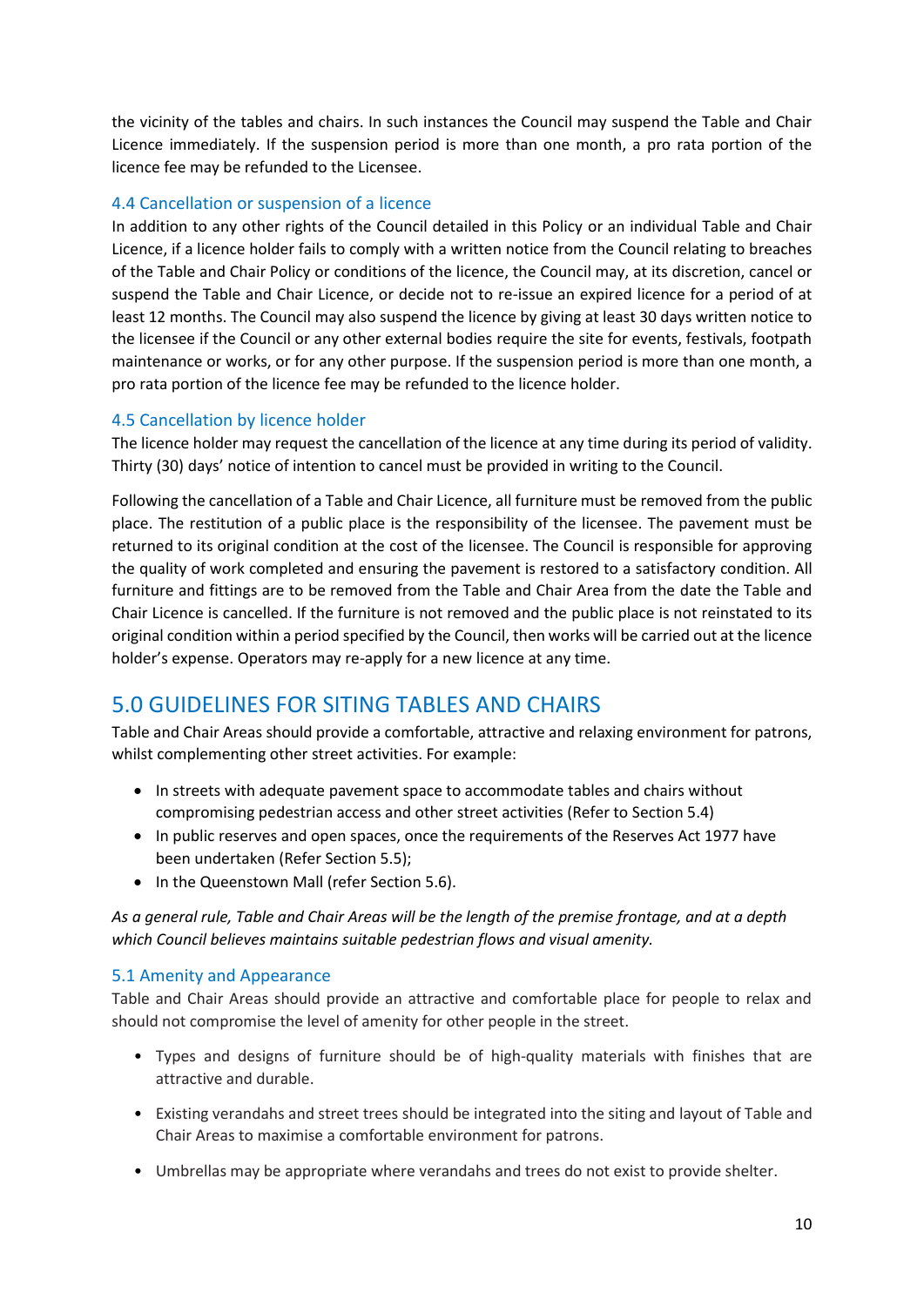the vicinity of the tables and chairs. In such instances the Council may suspend the Table and Chair Licence immediately. If the suspension period is more than one month, a pro rata portion of the licence fee may be refunded to the Licensee.

### 4.4 Cancellation or suspension of a licence

In addition to any other rights of the Council detailed in this Policy or an individual Table and Chair Licence, if a licence holder fails to comply with a written notice from the Council relating to breaches of the Table and Chair Policy or conditions of the licence, the Council may, at its discretion, cancel or suspend the Table and Chair Licence, or decide not to re-issue an expired licence for a period of at least 12 months. The Council may also suspend the licence by giving at least 30 days written notice to the licensee if the Council or any other external bodies require the site for events, festivals, footpath maintenance or works, or for any other purpose. If the suspension period is more than one month, a pro rata portion of the licence fee may be refunded to the licence holder.

### 4.5 Cancellation by licence holder

The licence holder may request the cancellation of the licence at any time during its period of validity. Thirty (30) days' notice of intention to cancel must be provided in writing to the Council.

Following the cancellation of a Table and Chair Licence, all furniture must be removed from the public place. The restitution of a public place is the responsibility of the licensee. The pavement must be returned to its original condition at the cost of the licensee. The Council is responsible for approving the quality of work completed and ensuring the pavement is restored to a satisfactory condition. All furniture and fittings are to be removed from the Table and Chair Area from the date the Table and Chair Licence is cancelled. If the furniture is not removed and the public place is not reinstated to its original condition within a period specified by the Council, then works will be carried out at the licence holder's expense. Operators may re-apply for a new licence at any time.

## 5.0 GUIDELINES FOR SITING TABLES AND CHAIRS

Table and Chair Areas should provide a comfortable, attractive and relaxing environment for patrons, whilst complementing other street activities. For example:

- In streets with adequate pavement space to accommodate tables and chairs without compromising pedestrian access and other street activities (Refer to Section 5.4)
- In public reserves and open spaces, once the requirements of the Reserves Act 1977 have been undertaken (Refer Section 5.5);
- In the Queenstown Mall (refer Section 5.6).

*As a general rule, Table and Chair Areas will be the length of the premise frontage, and at a depth which Council believes maintains suitable pedestrian flows and visual amenity.*

### 5.1 Amenity and Appearance

Table and Chair Areas should provide an attractive and comfortable place for people to relax and should not compromise the level of amenity for other people in the street.

- Types and designs of furniture should be of high-quality materials with finishes that are attractive and durable.
- Existing verandahs and street trees should be integrated into the siting and layout of Table and Chair Areas to maximise a comfortable environment for patrons.
- Umbrellas may be appropriate where verandahs and trees do not exist to provide shelter.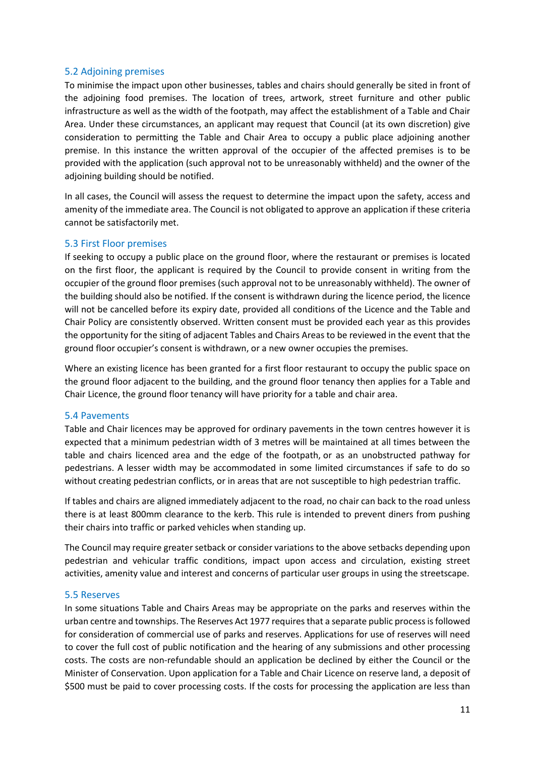### 5.2 Adjoining premises

To minimise the impact upon other businesses, tables and chairs should generally be sited in front of the adjoining food premises. The location of trees, artwork, street furniture and other public infrastructure as well as the width of the footpath, may affect the establishment of a Table and Chair Area. Under these circumstances, an applicant may request that Council (at its own discretion) give consideration to permitting the Table and Chair Area to occupy a public place adjoining another premise. In this instance the written approval of the occupier of the affected premises is to be provided with the application (such approval not to be unreasonably withheld) and the owner of the adjoining building should be notified.

In all cases, the Council will assess the request to determine the impact upon the safety, access and amenity of the immediate area. The Council is not obligated to approve an application if these criteria cannot be satisfactorily met.

### 5.3 First Floor premises

If seeking to occupy a public place on the ground floor, where the restaurant or premises is located on the first floor, the applicant is required by the Council to provide consent in writing from the occupier of the ground floor premises (such approval not to be unreasonably withheld). The owner of the building should also be notified. If the consent is withdrawn during the licence period, the licence will not be cancelled before its expiry date, provided all conditions of the Licence and the Table and Chair Policy are consistently observed. Written consent must be provided each year as this provides the opportunity for the siting of adjacent Tables and Chairs Areas to be reviewed in the event that the ground floor occupier's consent is withdrawn, or a new owner occupies the premises.

Where an existing licence has been granted for a first floor restaurant to occupy the public space on the ground floor adjacent to the building, and the ground floor tenancy then applies for a Table and Chair Licence, the ground floor tenancy will have priority for a table and chair area.

### 5.4 Pavements

Table and Chair licences may be approved for ordinary pavements in the town centres however it is expected that a minimum pedestrian width of 3 metres will be maintained at all times between the table and chairs licenced area and the edge of the footpath, or as an unobstructed pathway for pedestrians. A lesser width may be accommodated in some limited circumstances if safe to do so without creating pedestrian conflicts, or in areas that are not susceptible to high pedestrian traffic.

If tables and chairs are aligned immediately adjacent to the road, no chair can back to the road unless there is at least 800mm clearance to the kerb. This rule is intended to prevent diners from pushing their chairs into traffic or parked vehicles when standing up.

The Council may require greater setback or consider variations to the above setbacks depending upon pedestrian and vehicular traffic conditions, impact upon access and circulation, existing street activities, amenity value and interest and concerns of particular user groups in using the streetscape.

### 5.5 Reserves

In some situations Table and Chairs Areas may be appropriate on the parks and reserves within the urban centre and townships. The Reserves Act 1977 requires that a separate public process is followed for consideration of commercial use of parks and reserves. Applications for use of reserves will need to cover the full cost of public notification and the hearing of any submissions and other processing costs. The costs are non-refundable should an application be declined by either the Council or the Minister of Conservation. Upon application for a Table and Chair Licence on reserve land, a deposit of $500 must be paid to cover processing costs. If the costs for processing the application are less than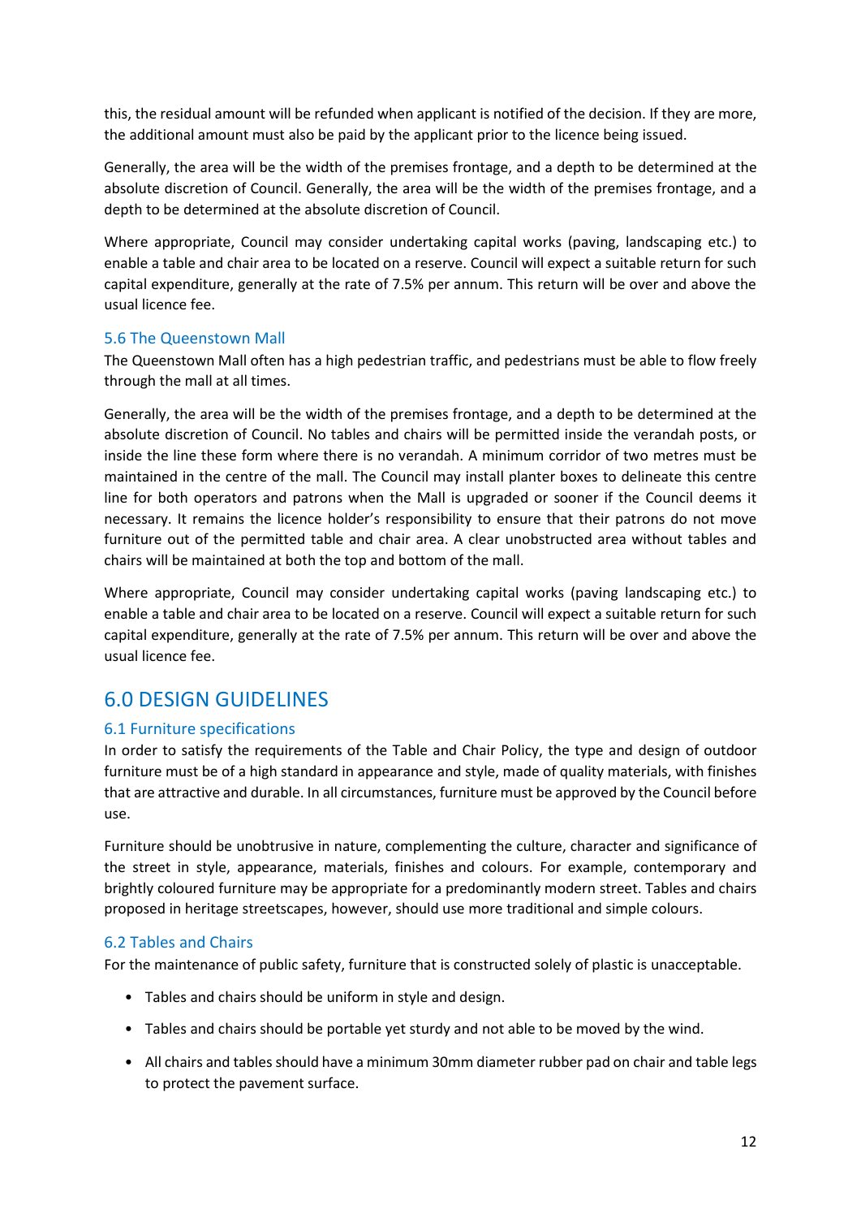this, the residual amount will be refunded when applicant is notified of the decision. If they are more, the additional amount must also be paid by the applicant prior to the licence being issued.

Generally, the area will be the width of the premises frontage, and a depth to be determined at the absolute discretion of Council. Generally, the area will be the width of the premises frontage, and a depth to be determined at the absolute discretion of Council.

Where appropriate, Council may consider undertaking capital works (paving, landscaping etc.) to enable a table and chair area to be located on a reserve. Council will expect a suitable return for such capital expenditure, generally at the rate of 7.5% per annum. This return will be over and above the usual licence fee.

### 5.6 The Queenstown Mall

The Queenstown Mall often has a high pedestrian traffic, and pedestrians must be able to flow freely through the mall at all times.

Generally, the area will be the width of the premises frontage, and a depth to be determined at the absolute discretion of Council. No tables and chairs will be permitted inside the verandah posts, or inside the line these form where there is no verandah. A minimum corridor of two metres must be maintained in the centre of the mall. The Council may install planter boxes to delineate this centre line for both operators and patrons when the Mall is upgraded or sooner if the Council deems it necessary. It remains the licence holder's responsibility to ensure that their patrons do not move furniture out of the permitted table and chair area. A clear unobstructed area without tables and chairs will be maintained at both the top and bottom of the mall.

Where appropriate, Council may consider undertaking capital works (paving landscaping etc.) to enable a table and chair area to be located on a reserve. Council will expect a suitable return for such capital expenditure, generally at the rate of 7.5% per annum. This return will be over and above the usual licence fee.

## 6.0 DESIGN GUIDELINES

### 6.1 Furniture specifications

In order to satisfy the requirements of the Table and Chair Policy, the type and design of outdoor furniture must be of a high standard in appearance and style, made of quality materials, with finishes that are attractive and durable. In all circumstances, furniture must be approved by the Council before use.

Furniture should be unobtrusive in nature, complementing the culture, character and significance of the street in style, appearance, materials, finishes and colours. For example, contemporary and brightly coloured furniture may be appropriate for a predominantly modern street. Tables and chairs proposed in heritage streetscapes, however, should use more traditional and simple colours.

### 6.2 Tables and Chairs

For the maintenance of public safety, furniture that is constructed solely of plastic is unacceptable.

- Tables and chairs should be uniform in style and design.
- Tables and chairs should be portable yet sturdy and not able to be moved by the wind.
- All chairs and tables should have a minimum 30mm diameter rubber pad on chair and table legs to protect the pavement surface.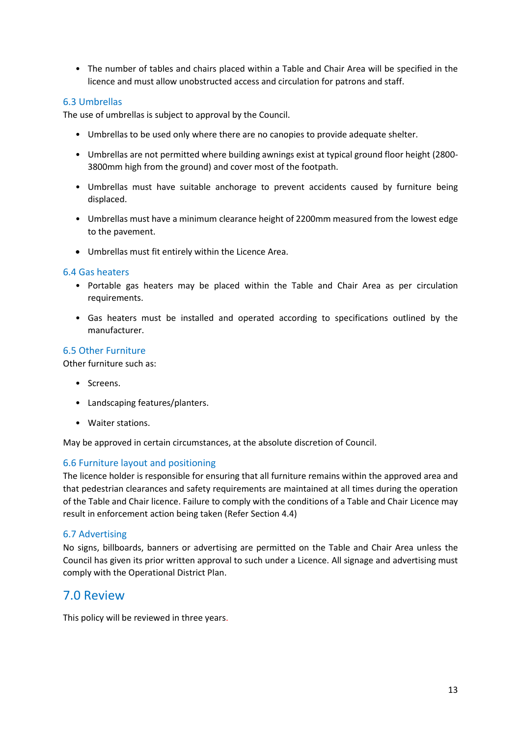- The number of tables and chairs placed within a Table and Chair Area will be specified in the licence and must allow unobstructed access and circulation for patrons and staff.

### 6.3 Umbrellas

The use of umbrellas is subject to approval by the Council.

- Umbrellas to be used only where there are no canopies to provide adequate shelter.
- Umbrellas are not permitted where building awnings exist at typical ground floor height (2800-3800mm high from the ground) and cover most of the footpath.
- Umbrellas must have suitable anchorage to prevent accidents caused by furniture being displaced.
- Umbrellas must have a minimum clearance height of 2200mm measured from the lowest edge to the pavement.
- Umbrellas must fit entirely within the Licence Area.

### 6.4 Gas heaters

- Portable gas heaters may be placed within the Table and Chair Area as per circulation requirements.
- Gas heaters must be installed and operated according to specifications outlined by the manufacturer.

### 6.5 Other Furniture

Other furniture such as:

- Screens.
- Landscaping features/planters.
- Waiter stations.

May be approved in certain circumstances, at the absolute discretion of Council.

### 6.6 Furniture layout and positioning

The licence holder is responsible for ensuring that all furniture remains within the approved area and that pedestrian clearances and safety requirements are maintained at all times during the operation of the Table and Chair licence. Failure to comply with the conditions of a Table and Chair Licence may result in enforcement action being taken (Refer Section 4.4)

### 6.7 Advertising

No signs, billboards, banners or advertising are permitted on the Table and Chair Area unless the Council has given its prior written approval to such under a Licence. All signage and advertising must comply with the Operational District Plan.

## 7.0 Review

This policy will be reviewed in three years.